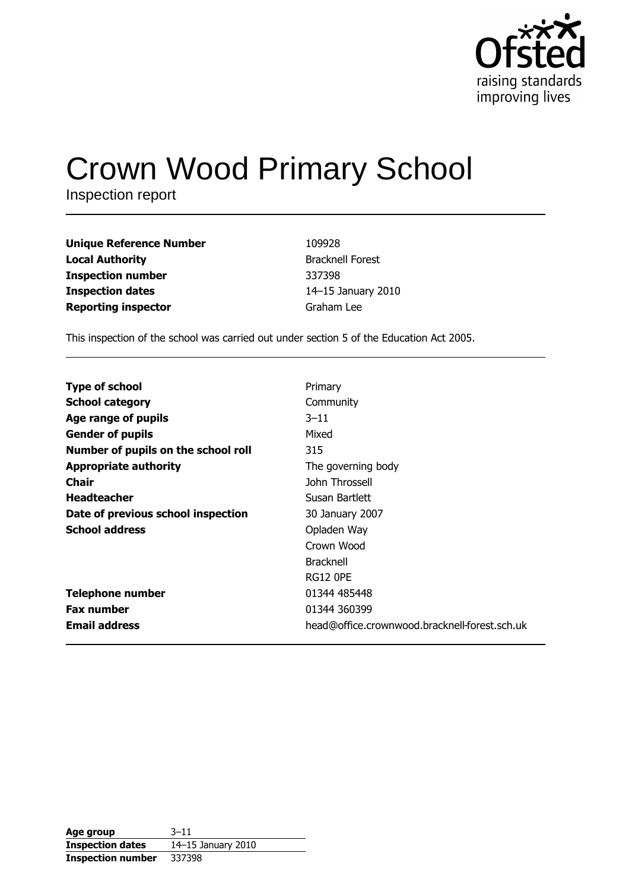# Crown Wood Primary School

Inspection report

| | |
|---|---|
| **Unique Reference Number** | 109928 |
| **Local Authority** | Bracknell Forest |
| **Inspection number** | 337398 |
| **Inspection dates** | 14–15 January 2010 |
| **Reporting inspector** | Graham Lee |

This inspection of the school was carried out under section 5 of the Education Act 2005.

| | |
|---|---|
| **Type of school** | Primary |
| **School category** | Community |
| **Age range of pupils** | 3–11 |
| **Gender of pupils** | Mixed |
| **Number of pupils on the school roll** | 315 |
| **Appropriate authority** | The governing body |
| **Chair** | John Throssell |
| **Headteacher** | Susan Bartlett |
| **Date of previous school inspection** | 30 January 2007 |
| **School address** | Opladen Way<br>Crown Wood<br>Bracknell<br>RG12 0PE |
| **Telephone number** | 01344 485448 |
| **Fax number** | 01344 360399 |
| **Email address** | head@office.crownwood.bracknell-forest.sch.uk |

| | |
|---|---|
| **Age group** | 3–11 |
| **Inspection dates** | 14–15 January 2010 |
| **Inspection number** | 337398 |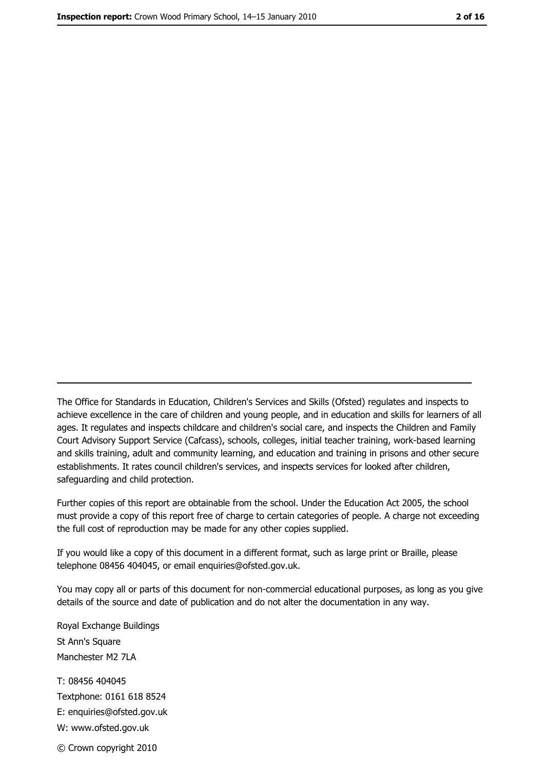---

The Office for Standards in Education, Children's Services and Skills (Ofsted) regulates and inspects to achieve excellence in the care of children and young people, and in education and skills for learners of all ages. It regulates and inspects childcare and children's social care, and inspects the Children and Family Court Advisory Support Service (Cafcass), schools, colleges, initial teacher training, work-based learning and skills training, adult and community learning, and education and training in prisons and other secure establishments. It rates council children's services, and inspects services for looked after children, safeguarding and child protection.

Further copies of this report are obtainable from the school. Under the Education Act 2005, the school must provide a copy of this report free of charge to certain categories of people. A charge not exceeding the full cost of reproduction may be made for any other copies supplied.

If you would like a copy of this document in a different format, such as large print or Braille, please telephone 08456 404045, or email enquiries@ofsted.gov.uk.

You may copy all or parts of this document for non-commercial educational purposes, as long as you give details of the source and date of publication and do not alter the documentation in any way.

Royal Exchange Buildings
St Ann's Square
Manchester M2 7LA

T: 08456 404045
Textphone: 0161 618 8524
E: enquiries@ofsted.gov.uk
W: www.ofsted.gov.uk

© Crown copyright 2010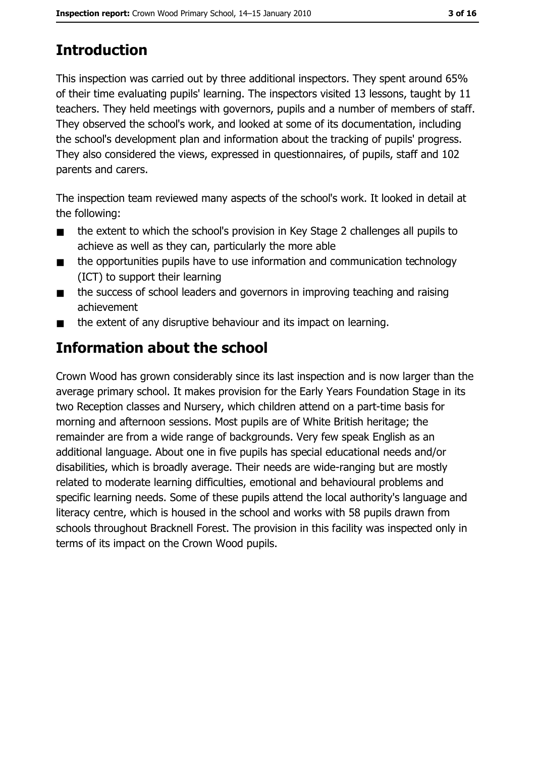## Introduction

This inspection was carried out by three additional inspectors. They spent around 65% of their time evaluating pupils' learning. The inspectors visited 13 lessons, taught by 11 teachers. They held meetings with governors, pupils and a number of members of staff. They observed the school's work, and looked at some of its documentation, including the school's development plan and information about the tracking of pupils' progress. They also considered the views, expressed in questionnaires, of pupils, staff and 102 parents and carers.

The inspection team reviewed many aspects of the school's work. It looked in detail at the following:

- the extent to which the school's provision in Key Stage 2 challenges all pupils to achieve as well as they can, particularly the more able
- the opportunities pupils have to use information and communication technology (ICT) to support their learning
- the success of school leaders and governors in improving teaching and raising achievement
- the extent of any disruptive behaviour and its impact on learning.

## Information about the school

Crown Wood has grown considerably since its last inspection and is now larger than the average primary school. It makes provision for the Early Years Foundation Stage in its two Reception classes and Nursery, which children attend on a part-time basis for morning and afternoon sessions. Most pupils are of White British heritage; the remainder are from a wide range of backgrounds. Very few speak English as an additional language. About one in five pupils has special educational needs and/or disabilities, which is broadly average. Their needs are wide-ranging but are mostly related to moderate learning difficulties, emotional and behavioural problems and specific learning needs. Some of these pupils attend the local authority's language and literacy centre, which is housed in the school and works with 58 pupils drawn from schools throughout Bracknell Forest. The provision in this facility was inspected only in terms of its impact on the Crown Wood pupils.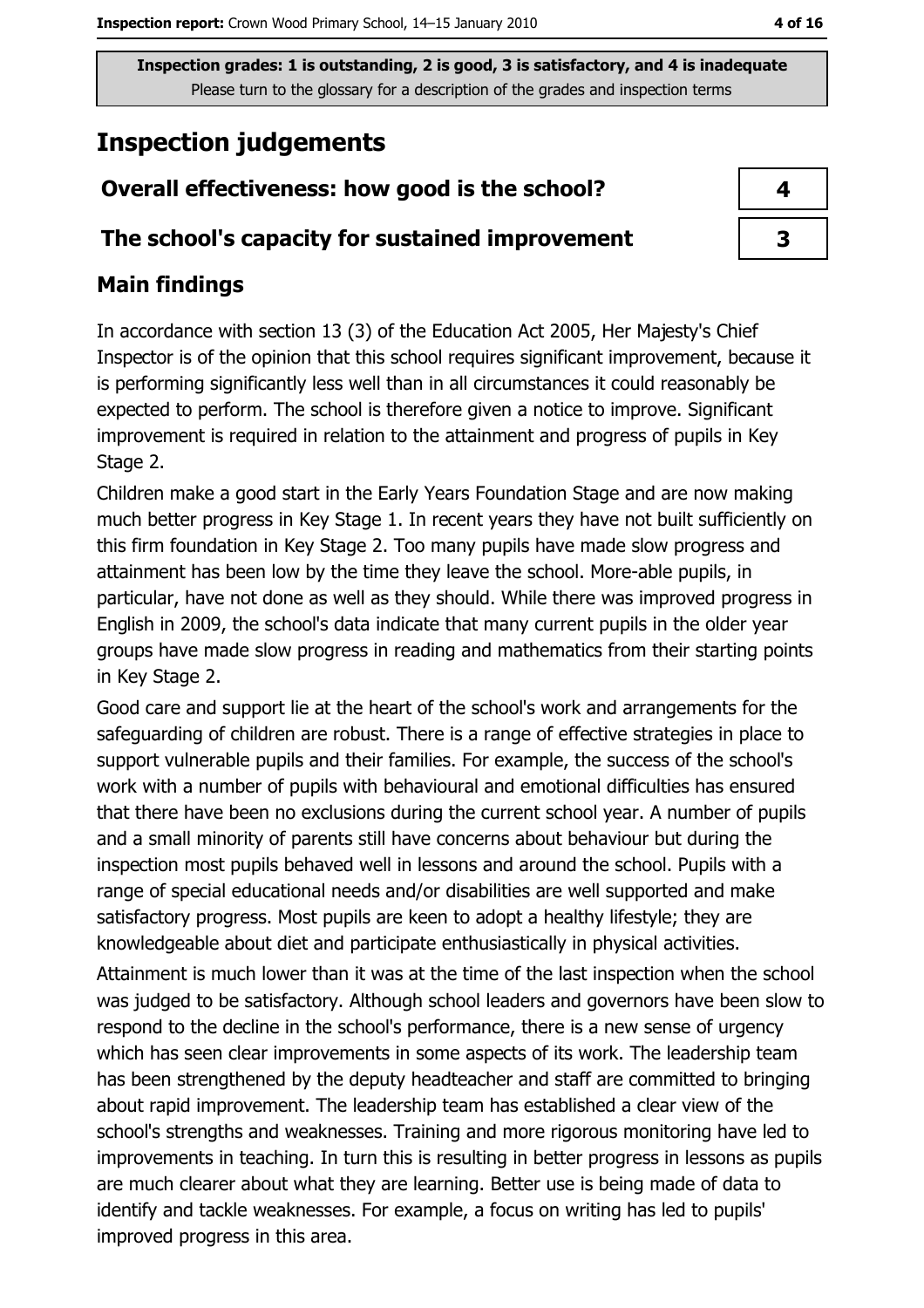Inspection grades: 1 is outstanding, 2 is good, 3 is satisfactory, and 4 is inadequate
Please turn to the glossary for a description of the grades and inspection terms

# Inspection judgements

| Overall effectiveness: how good is the school? | 4 |
|---|---|
| The school's capacity for sustained improvement | 3 |

## Main findings

In accordance with section 13 (3) of the Education Act 2005, Her Majesty's Chief Inspector is of the opinion that this school requires significant improvement, because it is performing significantly less well than in all circumstances it could reasonably be expected to perform. The school is therefore given a notice to improve. Significant improvement is required in relation to the attainment and progress of pupils in Key Stage 2.

Children make a good start in the Early Years Foundation Stage and are now making much better progress in Key Stage 1. In recent years they have not built sufficiently on this firm foundation in Key Stage 2. Too many pupils have made slow progress and attainment has been low by the time they leave the school. More-able pupils, in particular, have not done as well as they should. While there was improved progress in English in 2009, the school's data indicate that many current pupils in the older year groups have made slow progress in reading and mathematics from their starting points in Key Stage 2.

Good care and support lie at the heart of the school's work and arrangements for the safeguarding of children are robust. There is a range of effective strategies in place to support vulnerable pupils and their families. For example, the success of the school's work with a number of pupils with behavioural and emotional difficulties has ensured that there have been no exclusions during the current school year. A number of pupils and a small minority of parents still have concerns about behaviour but during the inspection most pupils behaved well in lessons and around the school. Pupils with a range of special educational needs and/or disabilities are well supported and make satisfactory progress. Most pupils are keen to adopt a healthy lifestyle; they are knowledgeable about diet and participate enthusiastically in physical activities.

Attainment is much lower than it was at the time of the last inspection when the school was judged to be satisfactory. Although school leaders and governors have been slow to respond to the decline in the school's performance, there is a new sense of urgency which has seen clear improvements in some aspects of its work. The leadership team has been strengthened by the deputy headteacher and staff are committed to bringing about rapid improvement. The leadership team has established a clear view of the school's strengths and weaknesses. Training and more rigorous monitoring have led to improvements in teaching. In turn this is resulting in better progress in lessons as pupils are much clearer about what they are learning. Better use is being made of data to identify and tackle weaknesses. For example, a focus on writing has led to pupils' improved progress in this area.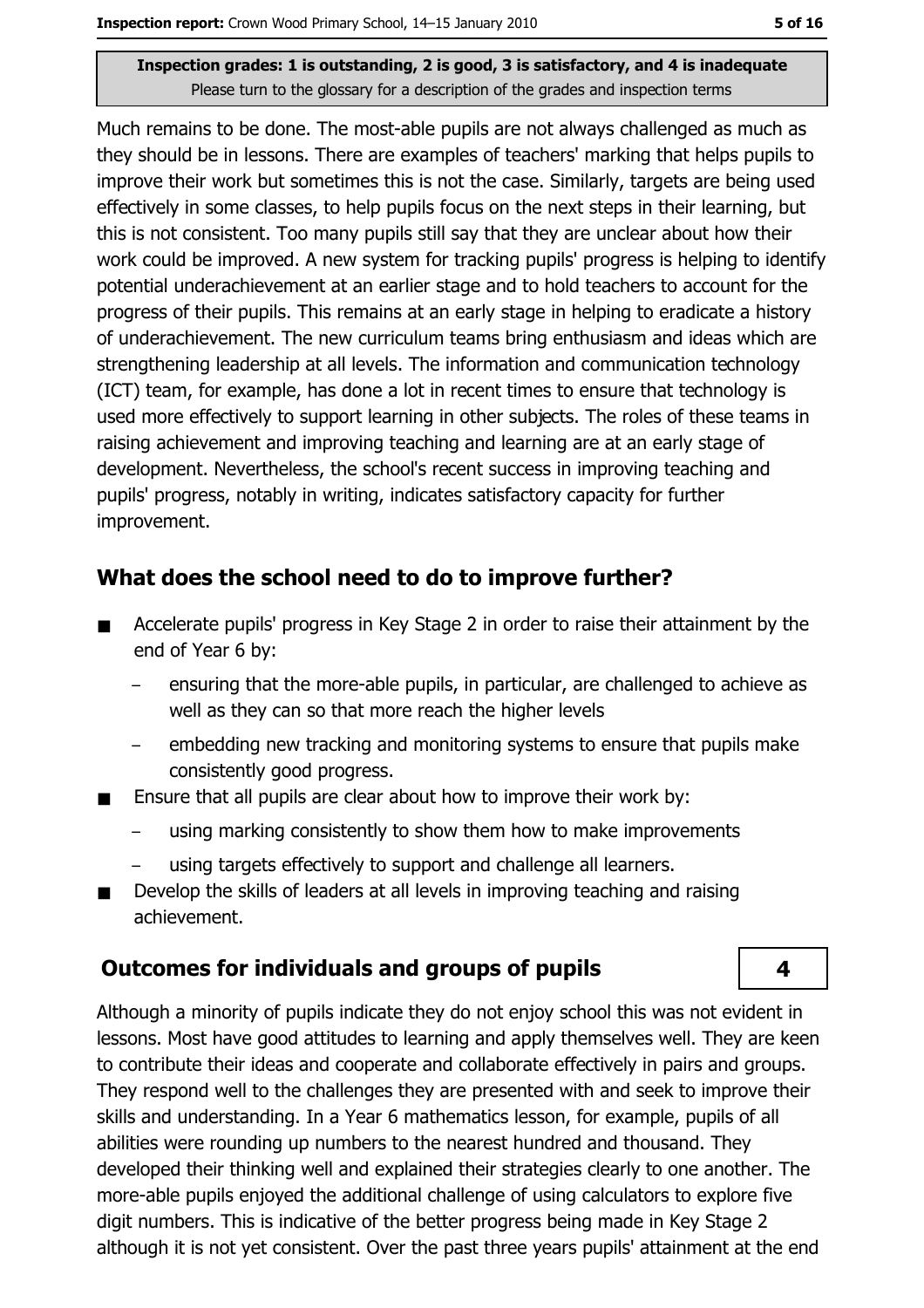Much remains to be done. The most-able pupils are not always challenged as much as they should be in lessons. There are examples of teachers' marking that helps pupils to improve their work but sometimes this is not the case. Similarly, targets are being used effectively in some classes, to help pupils focus on the next steps in their learning, but this is not consistent. Too many pupils still say that they are unclear about how their work could be improved. A new system for tracking pupils' progress is helping to identify potential underachievement at an earlier stage and to hold teachers to account for the progress of their pupils. This remains at an early stage in helping to eradicate a history of underachievement. The new curriculum teams bring enthusiasm and ideas which are strengthening leadership at all levels. The information and communication technology (ICT) team, for example, has done a lot in recent times to ensure that technology is used more effectively to support learning in other subjects. The roles of these teams in raising achievement and improving teaching and learning are at an early stage of development. Nevertheless, the school's recent success in improving teaching and pupils' progress, notably in writing, indicates satisfactory capacity for further improvement.

## What does the school need to do to improve further?

- Accelerate pupils' progress in Key Stage 2 in order to raise their attainment by the end of Year 6 by:
  - ensuring that the more-able pupils, in particular, are challenged to achieve as well as they can so that more reach the higher levels
  - embedding new tracking and monitoring systems to ensure that pupils make consistently good progress.
- Ensure that all pupils are clear about how to improve their work by:
  - using marking consistently to show them how to make improvements
  - using targets effectively to support and challenge all learners.
- Develop the skills of leaders at all levels in improving teaching and raising achievement.

## Outcomes for individuals and groups of pupils

**4**

Although a minority of pupils indicate they do not enjoy school this was not evident in lessons. Most have good attitudes to learning and apply themselves well. They are keen to contribute their ideas and cooperate and collaborate effectively in pairs and groups. They respond well to the challenges they are presented with and seek to improve their skills and understanding. In a Year 6 mathematics lesson, for example, pupils of all abilities were rounding up numbers to the nearest hundred and thousand. They developed their thinking well and explained their strategies clearly to one another. The more-able pupils enjoyed the additional challenge of using calculators to explore five digit numbers. This is indicative of the better progress being made in Key Stage 2 although it is not yet consistent. Over the past three years pupils' attainment at the end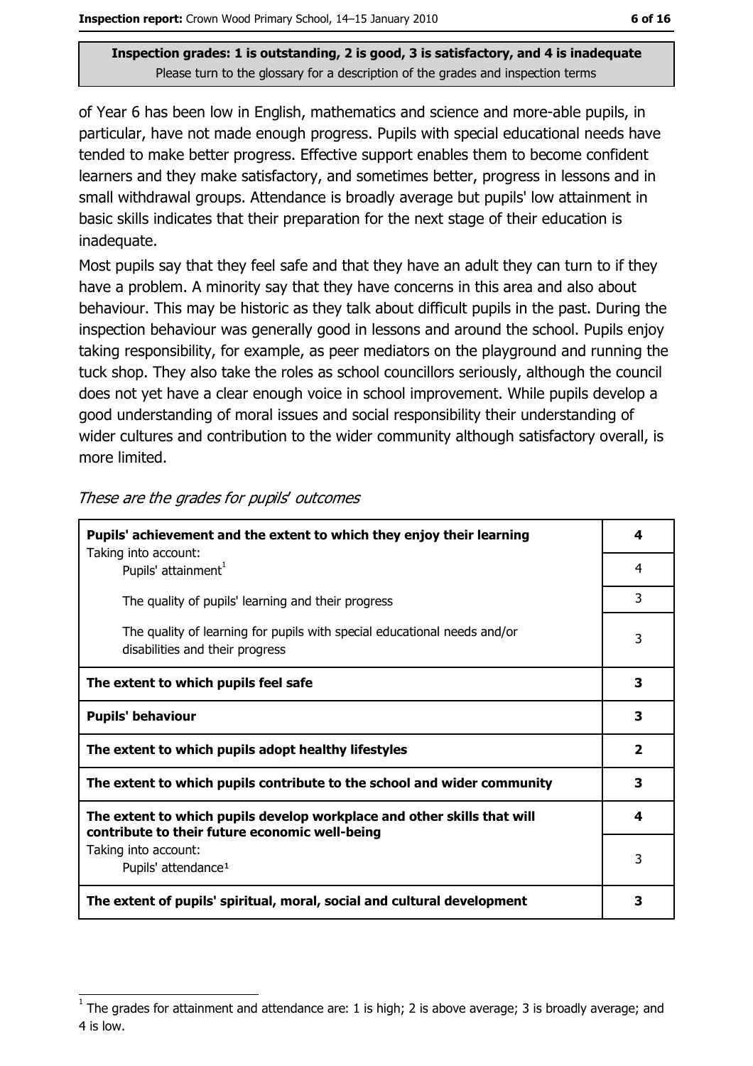**Inspection grades: 1 is outstanding, 2 is good, 3 is satisfactory, and 4 is inadequate**
Please turn to the glossary for a description of the grades and inspection terms

of Year 6 has been low in English, mathematics and science and more-able pupils, in particular, have not made enough progress. Pupils with special educational needs have tended to make better progress. Effective support enables them to become confident learners and they make satisfactory, and sometimes better, progress in lessons and in small withdrawal groups. Attendance is broadly average but pupils' low attainment in basic skills indicates that their preparation for the next stage of their education is inadequate.

Most pupils say that they feel safe and that they have an adult they can turn to if they have a problem. A minority say that they have concerns in this area and also about behaviour. This may be historic as they talk about difficult pupils in the past. During the inspection behaviour was generally good in lessons and around the school. Pupils enjoy taking responsibility, for example, as peer mediators on the playground and running the tuck shop. They also take the roles as school councillors seriously, although the council does not yet have a clear enough voice in school improvement. While pupils develop a good understanding of moral issues and social responsibility their understanding of wider cultures and contribution to the wider community although satisfactory overall, is more limited.

*These are the grades for pupils' outcomes*

| | |
|---|---|
| **Pupils' achievement and the extent to which they enjoy their learning** | **4** |
| Taking into account: Pupils' attainment[1] | 4 |
| The quality of pupils' learning and their progress | 3 |
| The quality of learning for pupils with special educational needs and/or disabilities and their progress | 3 |
| **The extent to which pupils feel safe** | **3** |
| **Pupils' behaviour** | **3** |
| **The extent to which pupils adopt healthy lifestyles** | **2** |
| **The extent to which pupils contribute to the school and wider community** | **3** |
| **The extent to which pupils develop workplace and other skills that will contribute to their future economic well-being** | **4** |
| Taking into account: Pupils' attendance[1] | 3 |
| **The extent of pupils' spiritual, moral, social and cultural development** | **3** |

[1] The grades for attainment and attendance are: 1 is high; 2 is above average; 3 is broadly average; and 4 is low.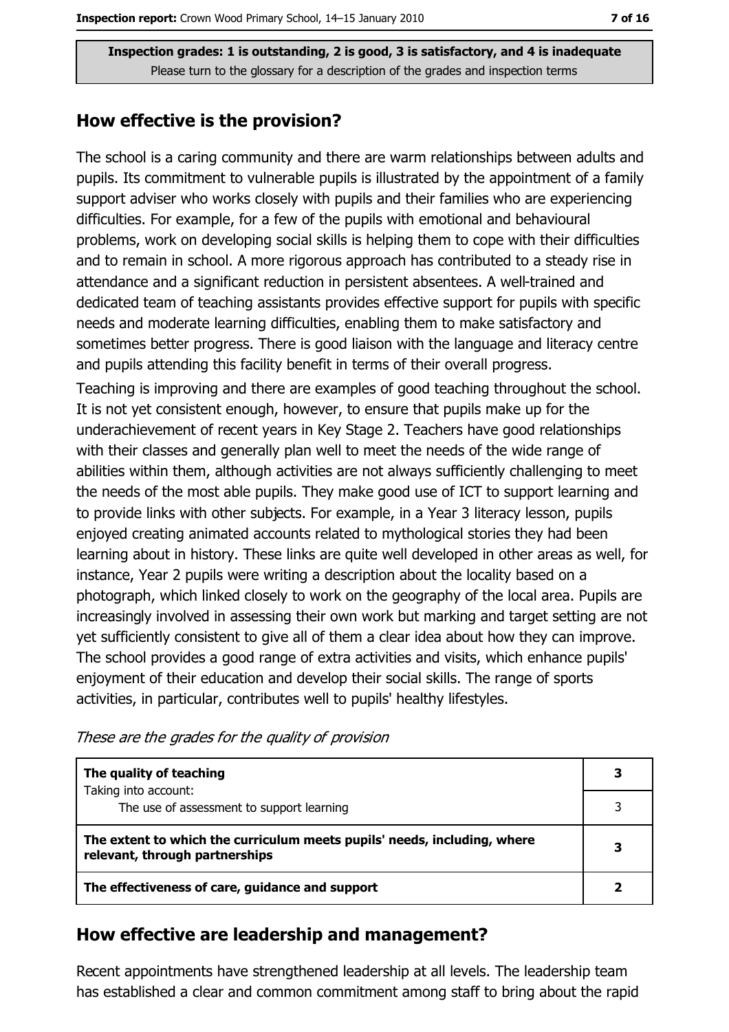Inspection grades: 1 is outstanding, 2 is good, 3 is satisfactory, and 4 is inadequate
Please turn to the glossary for a description of the grades and inspection terms

## How effective is the provision?

The school is a caring community and there are warm relationships between adults and pupils. Its commitment to vulnerable pupils is illustrated by the appointment of a family support adviser who works closely with pupils and their families who are experiencing difficulties. For example, for a few of the pupils with emotional and behavioural problems, work on developing social skills is helping them to cope with their difficulties and to remain in school. A more rigorous approach has contributed to a steady rise in attendance and a significant reduction in persistent absentees. A well-trained and dedicated team of teaching assistants provides effective support for pupils with specific needs and moderate learning difficulties, enabling them to make satisfactory and sometimes better progress. There is good liaison with the language and literacy centre and pupils attending this facility benefit in terms of their overall progress.

Teaching is improving and there are examples of good teaching throughout the school. It is not yet consistent enough, however, to ensure that pupils make up for the underachievement of recent years in Key Stage 2. Teachers have good relationships with their classes and generally plan well to meet the needs of the wide range of abilities within them, although activities are not always sufficiently challenging to meet the needs of the most able pupils. They make good use of ICT to support learning and to provide links with other subjects. For example, in a Year 3 literacy lesson, pupils enjoyed creating animated accounts related to mythological stories they had been learning about in history. These links are quite well developed in other areas as well, for instance, Year 2 pupils were writing a description about the locality based on a photograph, which linked closely to work on the geography of the local area. Pupils are increasingly involved in assessing their own work but marking and target setting are not yet sufficiently consistent to give all of them a clear idea about how they can improve. The school provides a good range of extra activities and visits, which enhance pupils' enjoyment of their education and develop their social skills. The range of sports activities, in particular, contributes well to pupils' healthy lifestyles.

*These are the grades for the quality of provision*

| | |
|---|---|
| **The quality of teaching** | **3** |
| Taking into account: The use of assessment to support learning | 3 |
| **The extent to which the curriculum meets pupils' needs, including, where relevant, through partnerships** | **3** |
| **The effectiveness of care, guidance and support** | **2** |

## How effective are leadership and management?

Recent appointments have strengthened leadership at all levels. The leadership team has established a clear and common commitment among staff to bring about the rapid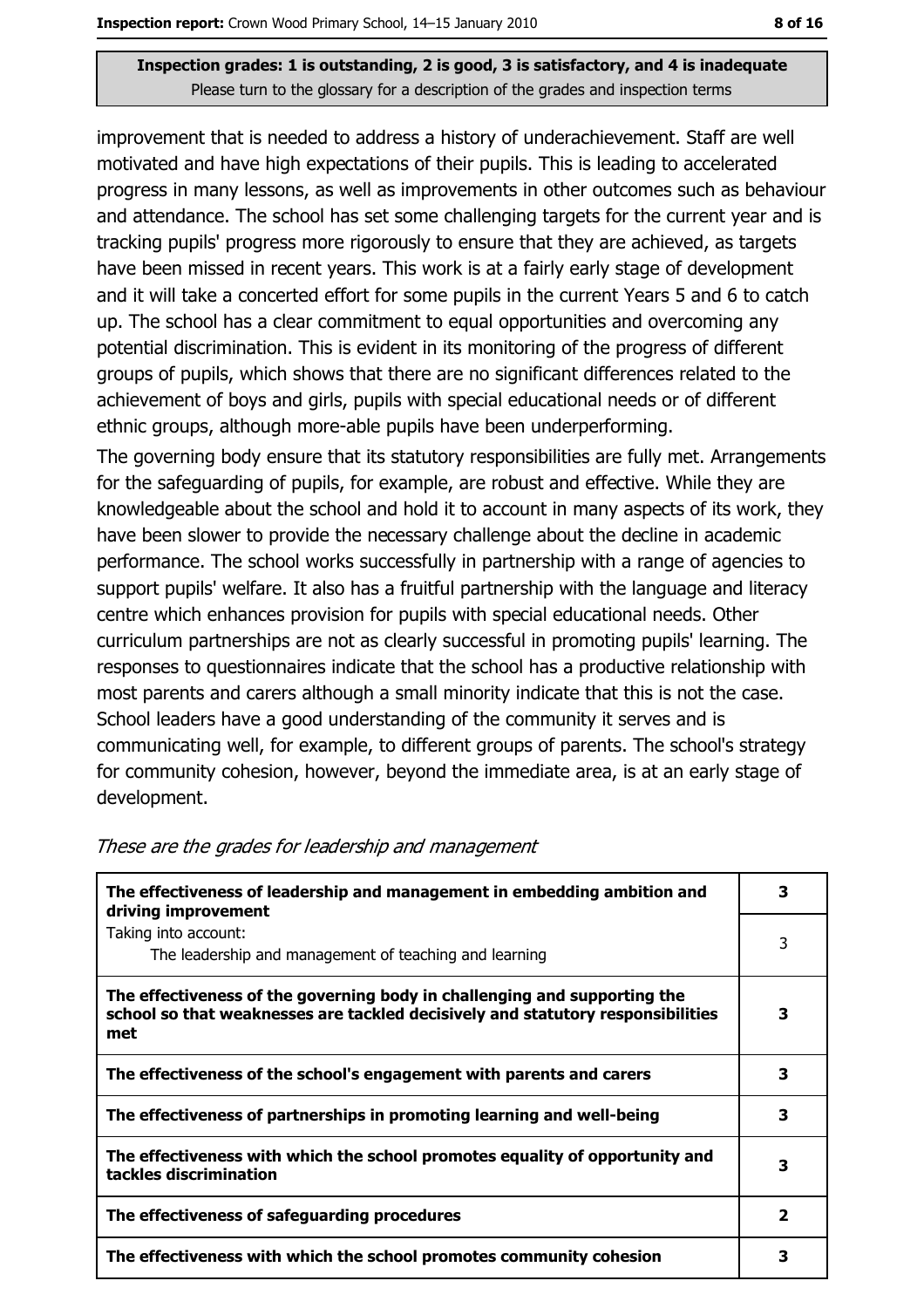**Inspection grades: 1 is outstanding, 2 is good, 3 is satisfactory, and 4 is inadequate**
Please turn to the glossary for a description of the grades and inspection terms

improvement that is needed to address a history of underachievement. Staff are well motivated and have high expectations of their pupils. This is leading to accelerated progress in many lessons, as well as improvements in other outcomes such as behaviour and attendance. The school has set some challenging targets for the current year and is tracking pupils' progress more rigorously to ensure that they are achieved, as targets have been missed in recent years. This work is at a fairly early stage of development and it will take a concerted effort for some pupils in the current Years 5 and 6 to catch up. The school has a clear commitment to equal opportunities and overcoming any potential discrimination. This is evident in its monitoring of the progress of different groups of pupils, which shows that there are no significant differences related to the achievement of boys and girls, pupils with special educational needs or of different ethnic groups, although more-able pupils have been underperforming.

The governing body ensure that its statutory responsibilities are fully met. Arrangements for the safeguarding of pupils, for example, are robust and effective. While they are knowledgeable about the school and hold it to account in many aspects of its work, they have been slower to provide the necessary challenge about the decline in academic performance. The school works successfully in partnership with a range of agencies to support pupils' welfare. It also has a fruitful partnership with the language and literacy centre which enhances provision for pupils with special educational needs. Other curriculum partnerships are not as clearly successful in promoting pupils' learning. The responses to questionnaires indicate that the school has a productive relationship with most parents and carers although a small minority indicate that this is not the case. School leaders have a good understanding of the community it serves and is communicating well, for example, to different groups of parents. The school's strategy for community cohesion, however, beyond the immediate area, is at an early stage of development.

*These are the grades for leadership and management*

| | |
|---|---|
| **The effectiveness of leadership and management in embedding ambition and driving improvement** | **3** |
| Taking into account:<br>The leadership and management of teaching and learning | 3 |
| **The effectiveness of the governing body in challenging and supporting the school so that weaknesses are tackled decisively and statutory responsibilities met** | **3** |
| **The effectiveness of the school's engagement with parents and carers** | **3** |
| **The effectiveness of partnerships in promoting learning and well-being** | **3** |
| **The effectiveness with which the school promotes equality of opportunity and tackles discrimination** | **3** |
| **The effectiveness of safeguarding procedures** | **2** |
| **The effectiveness with which the school promotes community cohesion** | **3** |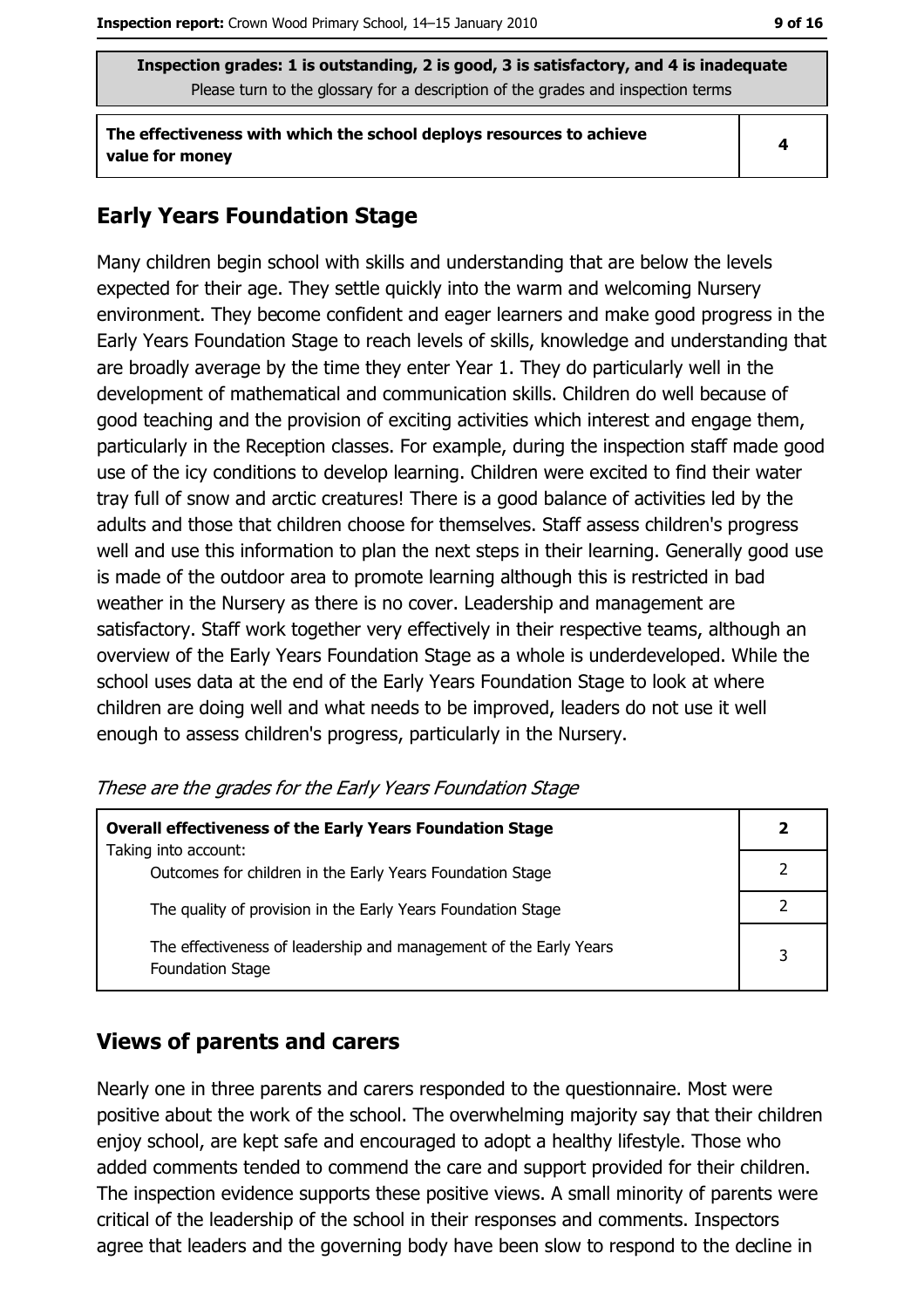| Inspection grades: 1 is outstanding, 2 is good, 3 is satisfactory, and 4 is inadequate<br>Please turn to the glossary for a description of the grades and inspection terms | |
|---|---|
| **The effectiveness with which the school deploys resources to achieve value for money** | **4** |

## Early Years Foundation Stage

Many children begin school with skills and understanding that are below the levels expected for their age. They settle quickly into the warm and welcoming Nursery environment. They become confident and eager learners and make good progress in the Early Years Foundation Stage to reach levels of skills, knowledge and understanding that are broadly average by the time they enter Year 1. They do particularly well in the development of mathematical and communication skills. Children do well because of good teaching and the provision of exciting activities which interest and engage them, particularly in the Reception classes. For example, during the inspection staff made good use of the icy conditions to develop learning. Children were excited to find their water tray full of snow and arctic creatures! There is a good balance of activities led by the adults and those that children choose for themselves. Staff assess children's progress well and use this information to plan the next steps in their learning. Generally good use is made of the outdoor area to promote learning although this is restricted in bad weather in the Nursery as there is no cover. Leadership and management are satisfactory. Staff work together very effectively in their respective teams, although an overview of the Early Years Foundation Stage as a whole is underdeveloped. While the school uses data at the end of the Early Years Foundation Stage to look at where children are doing well and what needs to be improved, leaders do not use it well enough to assess children's progress, particularly in the Nursery.

*These are the grades for the Early Years Foundation Stage*

| **Overall effectiveness of the Early Years Foundation Stage**<br>Taking into account: | **2** |
|---|---|
| Outcomes for children in the Early Years Foundation Stage | 2 |
| The quality of provision in the Early Years Foundation Stage | 2 |
| The effectiveness of leadership and management of the Early Years Foundation Stage | 3 |

## Views of parents and carers

Nearly one in three parents and carers responded to the questionnaire. Most were positive about the work of the school. The overwhelming majority say that their children enjoy school, are kept safe and encouraged to adopt a healthy lifestyle. Those who added comments tended to commend the care and support provided for their children. The inspection evidence supports these positive views. A small minority of parents were critical of the leadership of the school in their responses and comments. Inspectors agree that leaders and the governing body have been slow to respond to the decline in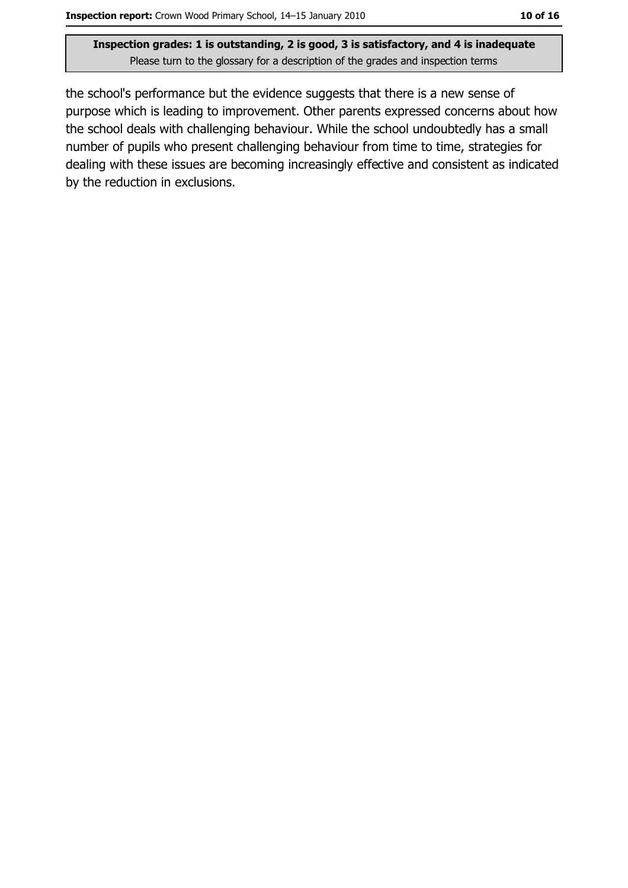the school's performance but the evidence suggests that there is a new sense of purpose which is leading to improvement. Other parents expressed concerns about how the school deals with challenging behaviour. While the school undoubtedly has a small number of pupils who present challenging behaviour from time to time, strategies for dealing with these issues are becoming increasingly effective and consistent as indicated by the reduction in exclusions.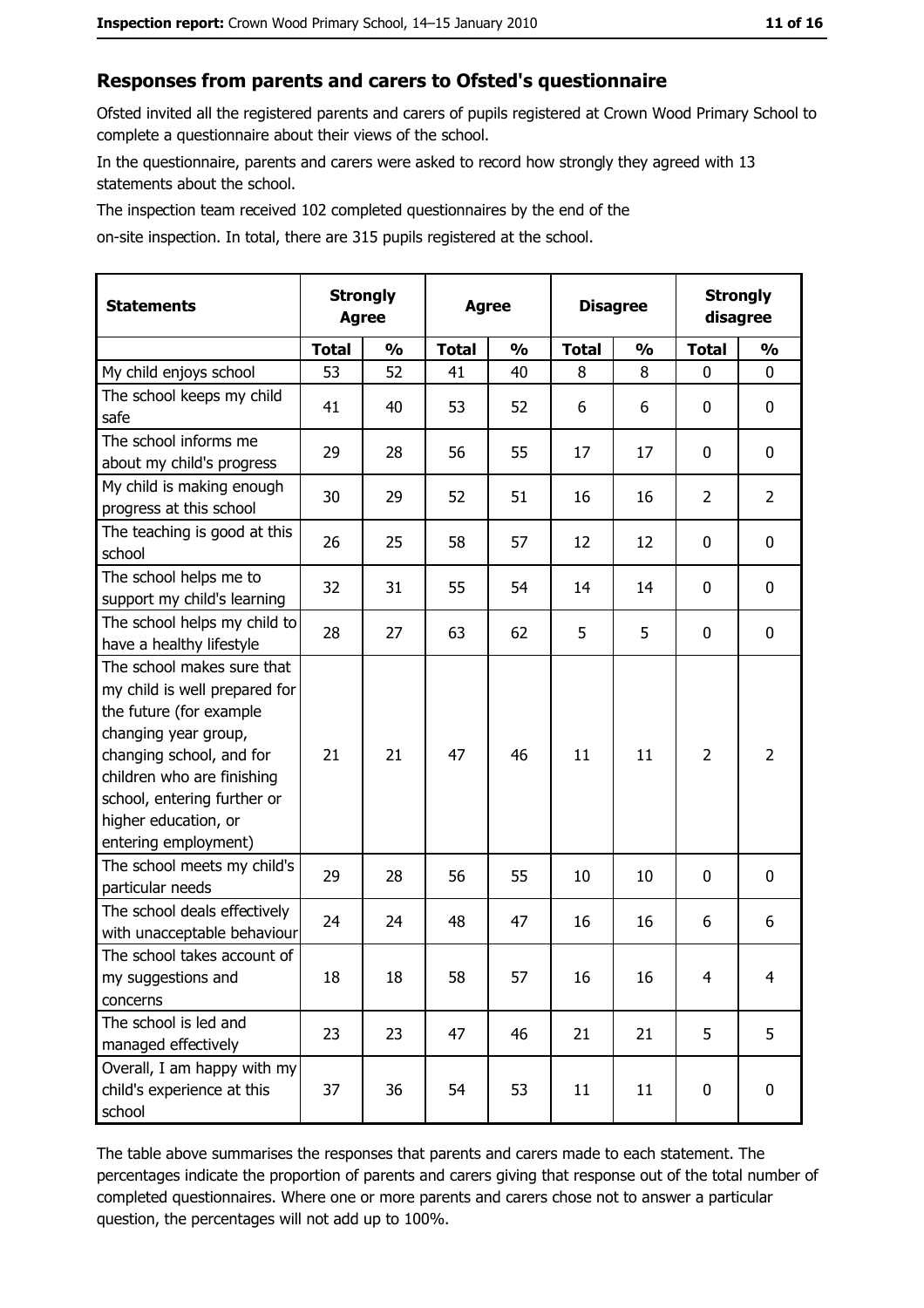## Responses from parents and carers to Ofsted's questionnaire

Ofsted invited all the registered parents and carers of pupils registered at Crown Wood Primary School to complete a questionnaire about their views of the school.

In the questionnaire, parents and carers were asked to record how strongly they agreed with 13 statements about the school.

The inspection team received 102 completed questionnaires by the end of the on-site inspection. In total, there are 315 pupils registered at the school.

| Statements | Strongly Agree | | Agree | | Disagree | | Strongly disagree | |
|---|---|---|---|---|---|---|---|---|
| | Total | % | Total | % | Total | % | Total | % |
| My child enjoys school | 53 | 52 | 41 | 40 | 8 | 8 | 0 | 0 |
| The school keeps my child safe | 41 | 40 | 53 | 52 | 6 | 6 | 0 | 0 |
| The school informs me about my child's progress | 29 | 28 | 56 | 55 | 17 | 17 | 0 | 0 |
| My child is making enough progress at this school | 30 | 29 | 52 | 51 | 16 | 16 | 2 | 2 |
| The teaching is good at this school | 26 | 25 | 58 | 57 | 12 | 12 | 0 | 0 |
| The school helps me to support my child's learning | 32 | 31 | 55 | 54 | 14 | 14 | 0 | 0 |
| The school helps my child to have a healthy lifestyle | 28 | 27 | 63 | 62 | 5 | 5 | 0 | 0 |
| The school makes sure that my child is well prepared for the future (for example changing year group, changing school, and for children who are finishing school, entering further or higher education, or entering employment) | 21 | 21 | 47 | 46 | 11 | 11 | 2 | 2 |
| The school meets my child's particular needs | 29 | 28 | 56 | 55 | 10 | 10 | 0 | 0 |
| The school deals effectively with unacceptable behaviour | 24 | 24 | 48 | 47 | 16 | 16 | 6 | 6 |
| The school takes account of my suggestions and concerns | 18 | 18 | 58 | 57 | 16 | 16 | 4 | 4 |
| The school is led and managed effectively | 23 | 23 | 47 | 46 | 21 | 21 | 5 | 5 |
| Overall, I am happy with my child's experience at this school | 37 | 36 | 54 | 53 | 11 | 11 | 0 | 0 |

The table above summarises the responses that parents and carers made to each statement. The percentages indicate the proportion of parents and carers giving that response out of the total number of completed questionnaires. Where one or more parents and carers chose not to answer a particular question, the percentages will not add up to 100%.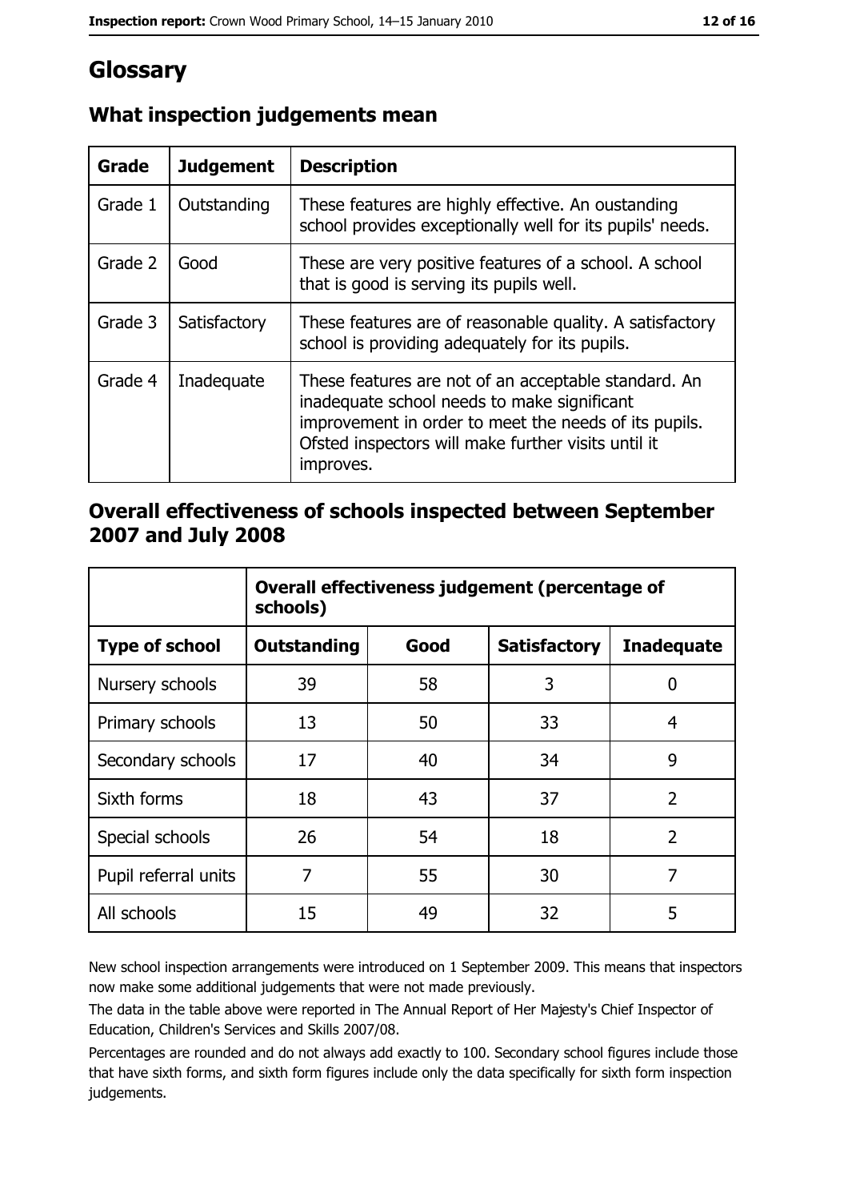# Glossary

## What inspection judgements mean

| Grade | Judgement | Description |
| --- | --- | --- |
| Grade 1 | Outstanding | These features are highly effective. An oustanding school provides exceptionally well for its pupils' needs. |
| Grade 2 | Good | These are very positive features of a school. A school that is good is serving its pupils well. |
| Grade 3 | Satisfactory | These features are of reasonable quality. A satisfactory school is providing adequately for its pupils. |
| Grade 4 | Inadequate | These features are not of an acceptable standard. An inadequate school needs to make significant improvement in order to meet the needs of its pupils. Ofsted inspectors will make further visits until it improves. |

## Overall effectiveness of schools inspected between September 2007 and July 2008

| | Overall effectiveness judgement (percentage of schools) | | | |
| --- | --- | --- | --- | --- |
| **Type of school** | **Outstanding** | **Good** | **Satisfactory** | **Inadequate** |
| Nursery schools | 39 | 58 | 3 | 0 |
| Primary schools | 13 | 50 | 33 | 4 |
| Secondary schools | 17 | 40 | 34 | 9 |
| Sixth forms | 18 | 43 | 37 | 2 |
| Special schools | 26 | 54 | 18 | 2 |
| Pupil referral units | 7 | 55 | 30 | 7 |
| All schools | 15 | 49 | 32 | 5 |

New school inspection arrangements were introduced on 1 September 2009. This means that inspectors now make some additional judgements that were not made previously.

The data in the table above were reported in The Annual Report of Her Majesty's Chief Inspector of Education, Children's Services and Skills 2007/08.

Percentages are rounded and do not always add exactly to 100. Secondary school figures include those that have sixth forms, and sixth form figures include only the data specifically for sixth form inspection judgements.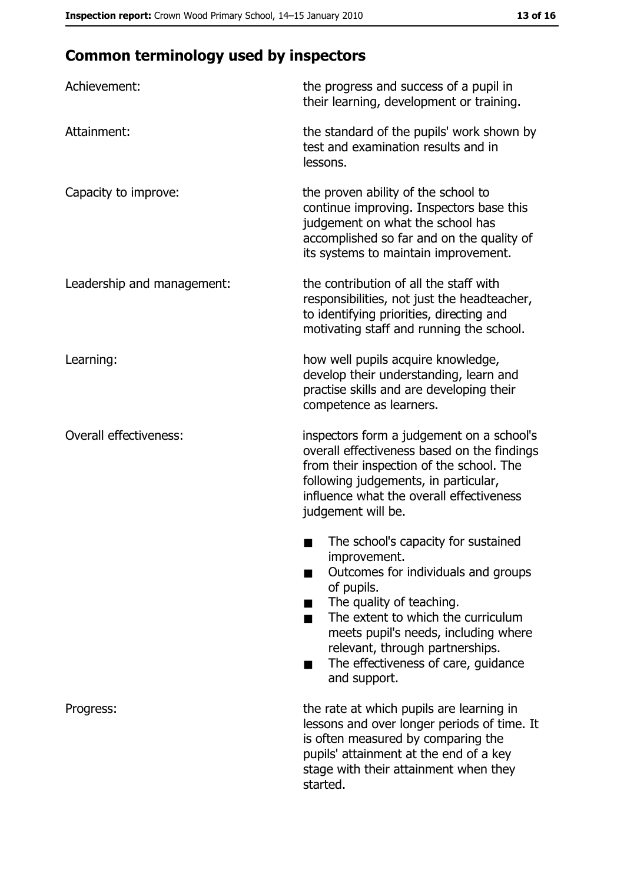## Common terminology used by inspectors

| | |
|---|---|
| Achievement: | the progress and success of a pupil in their learning, development or training. |
| Attainment: | the standard of the pupils' work shown by test and examination results and in lessons. |
| Capacity to improve: | the proven ability of the school to continue improving. Inspectors base this judgement on what the school has accomplished so far and on the quality of its systems to maintain improvement. |
| Leadership and management: | the contribution of all the staff with responsibilities, not just the headteacher, to identifying priorities, directing and motivating staff and running the school. |
| Learning: | how well pupils acquire knowledge, develop their understanding, learn and practise skills and are developing their competence as learners. |
| Overall effectiveness: | inspectors form a judgement on a school's overall effectiveness based on the findings from their inspection of the school. The following judgements, in particular, influence what the overall effectiveness judgement will be.<br>■ The school's capacity for sustained improvement.<br>■ Outcomes for individuals and groups of pupils.<br>■ The quality of teaching.<br>■ The extent to which the curriculum meets pupil's needs, including where relevant, through partnerships.<br>■ The effectiveness of care, guidance and support. |
| Progress: | the rate at which pupils are learning in lessons and over longer periods of time. It is often measured by comparing the pupils' attainment at the end of a key stage with their attainment when they started. |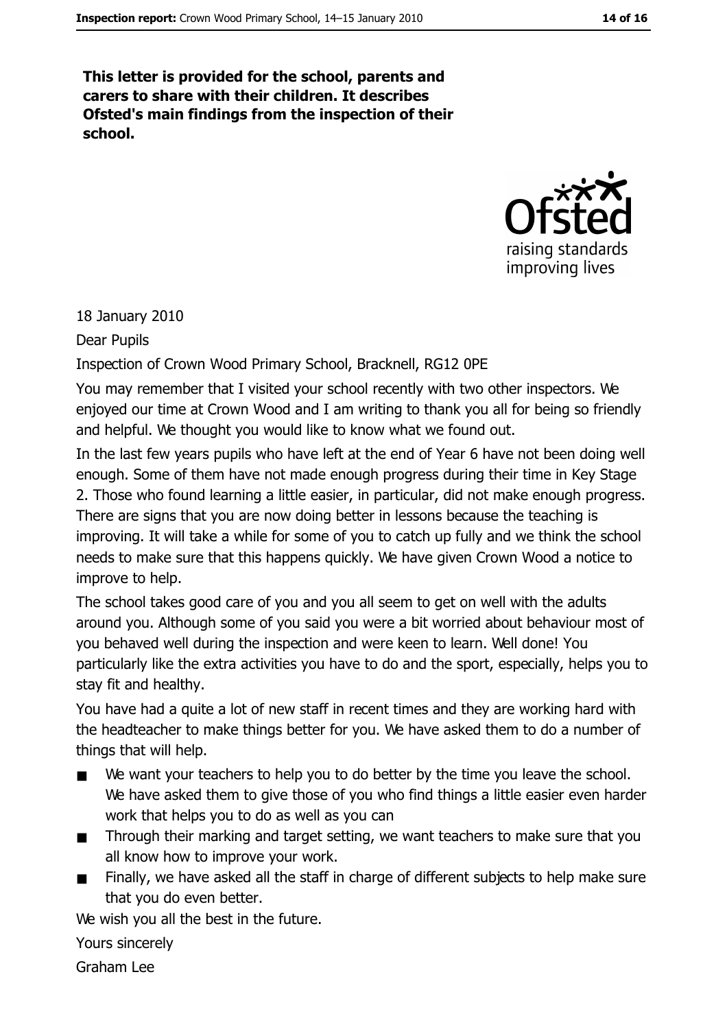**This letter is provided for the school, parents and carers to share with their children. It describes Ofsted's main findings from the inspection of their school.**

18 January 2010

Dear Pupils

Inspection of Crown Wood Primary School, Bracknell, RG12 0PE

You may remember that I visited your school recently with two other inspectors. We enjoyed our time at Crown Wood and I am writing to thank you all for being so friendly and helpful. We thought you would like to know what we found out.

In the last few years pupils who have left at the end of Year 6 have not been doing well enough. Some of them have not made enough progress during their time in Key Stage 2. Those who found learning a little easier, in particular, did not make enough progress. There are signs that you are now doing better in lessons because the teaching is improving. It will take a while for some of you to catch up fully and we think the school needs to make sure that this happens quickly. We have given Crown Wood a notice to improve to help.

The school takes good care of you and you all seem to get on well with the adults around you. Although some of you said you were a bit worried about behaviour most of you behaved well during the inspection and were keen to learn. Well done! You particularly like the extra activities you have to do and the sport, especially, helps you to stay fit and healthy.

You have had a quite a lot of new staff in recent times and they are working hard with the headteacher to make things better for you. We have asked them to do a number of things that will help.

- We want your teachers to help you to do better by the time you leave the school. We have asked them to give those of you who find things a little easier even harder work that helps you to do as well as you can
- Through their marking and target setting, we want teachers to make sure that you all know how to improve your work.
- Finally, we have asked all the staff in charge of different subjects to help make sure that you do even better.

We wish you all the best in the future.

Yours sincerely

Graham Lee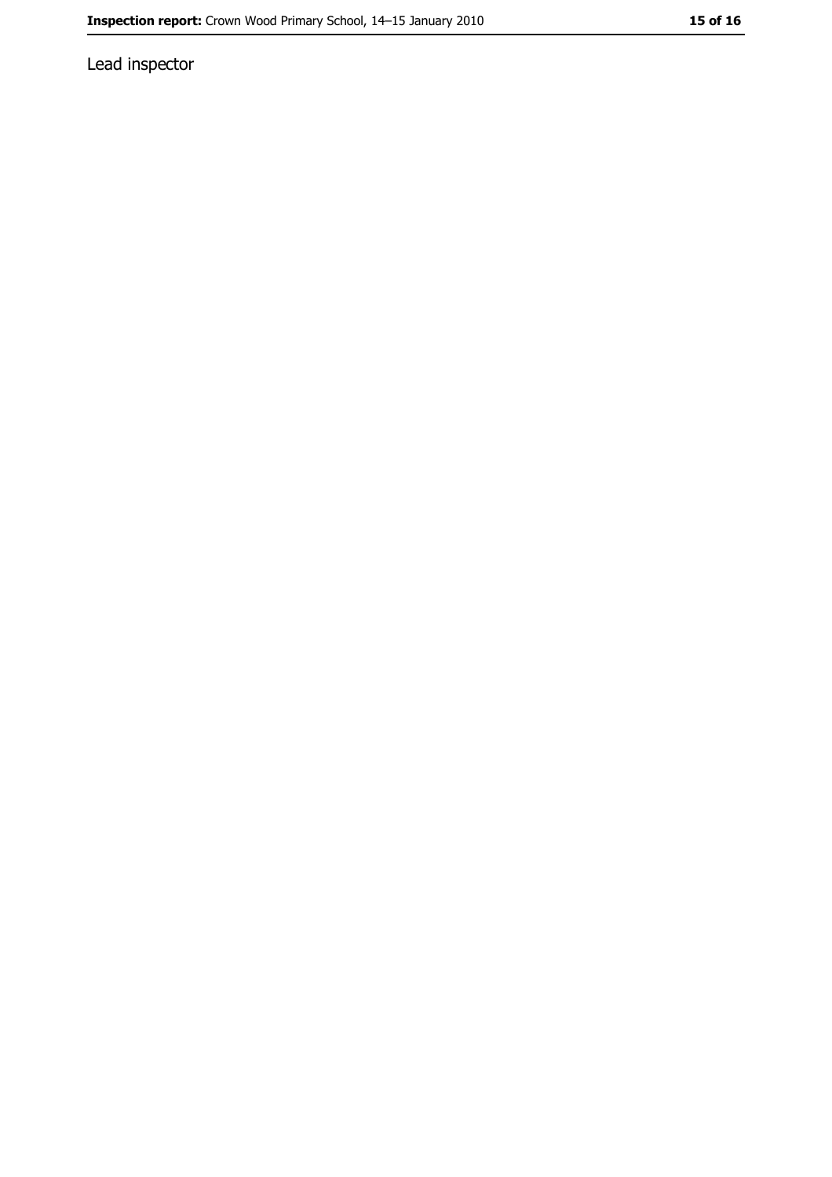Lead inspector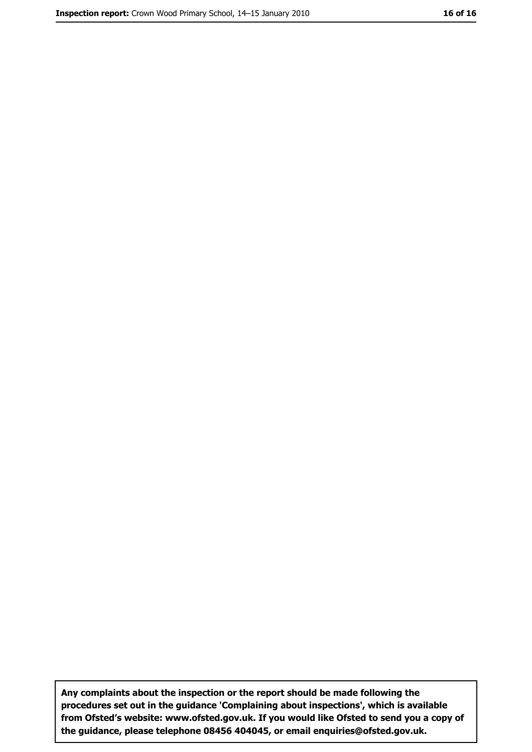**Any complaints about the inspection or the report should be made following the procedures set out in the guidance 'Complaining about inspections', which is available from Ofsted's website: www.ofsted.gov.uk. If you would like Ofsted to send you a copy of the guidance, please telephone 08456 404045, or email enquiries@ofsted.gov.uk.**